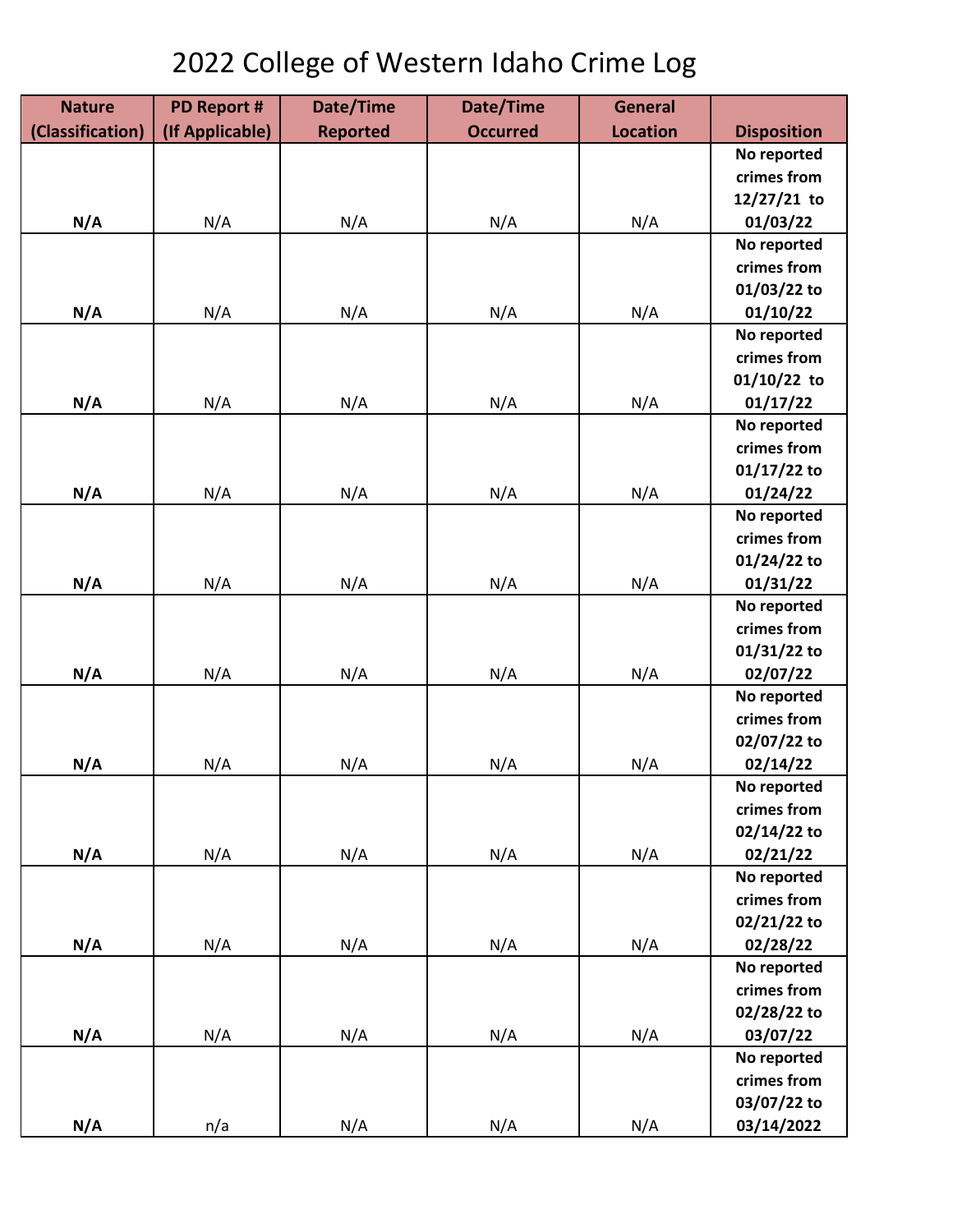# 2022 College of Western Idaho Crime Log

| Nature (Classification) | PD Report # (If Applicable) | Date/Time Reported | Date/Time Occurred | General Location | Disposition |
|---|---|---|---|---|---|
| **N/A** | N/A | N/A | N/A | N/A | **No reported crimes from 12/27/21 to 01/03/22** |
| **N/A** | N/A | N/A | N/A | N/A | **No reported crimes from 01/03/22 to 01/10/22** |
| **N/A** | N/A | N/A | N/A | N/A | **No reported crimes from 01/10/22 to 01/17/22** |
| **N/A** | N/A | N/A | N/A | N/A | **No reported crimes from 01/17/22 to 01/24/22** |
| **N/A** | N/A | N/A | N/A | N/A | **No reported crimes from 01/24/22 to 01/31/22** |
| **N/A** | N/A | N/A | N/A | N/A | **No reported crimes from 01/31/22 to 02/07/22** |
| **N/A** | N/A | N/A | N/A | N/A | **No reported crimes from 02/07/22 to 02/14/22** |
| **N/A** | N/A | N/A | N/A | N/A | **No reported crimes from 02/14/22 to 02/21/22** |
| **N/A** | N/A | N/A | N/A | N/A | **No reported crimes from 02/21/22 to 02/28/22** |
| **N/A** | N/A | N/A | N/A | N/A | **No reported crimes from 02/28/22 to 03/07/22** |
| **N/A** | n/a | N/A | N/A | N/A | **No reported crimes from 03/07/22 to 03/14/2022** |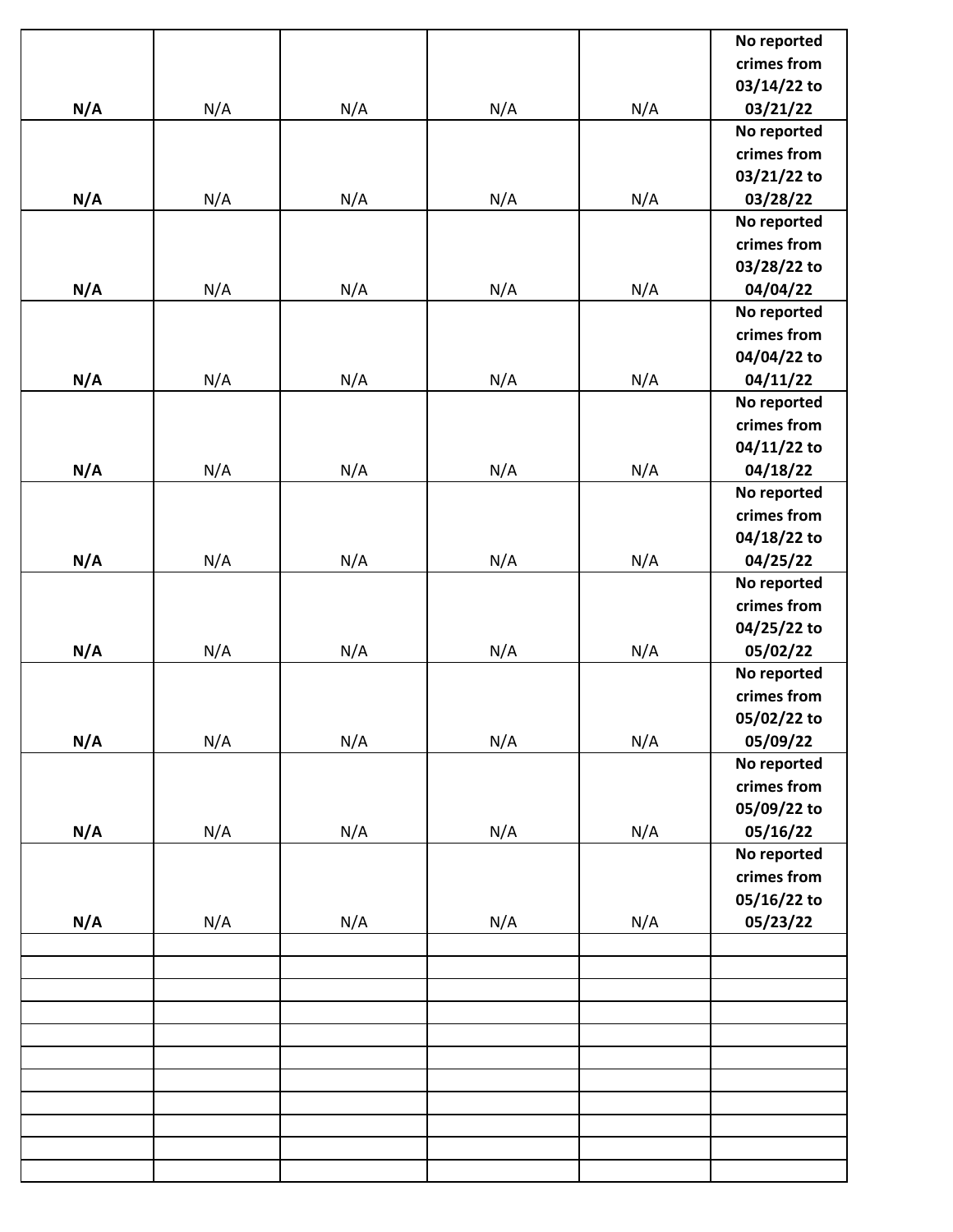| | | | | | |
|---|---|---|---|---|---|
| **N/A** | N/A | N/A | N/A | N/A | **No reported crimes from 03/14/22 to 03/21/22** |
| **N/A** | N/A | N/A | N/A | N/A | **No reported crimes from 03/21/22 to 03/28/22** |
| **N/A** | N/A | N/A | N/A | N/A | **No reported crimes from 03/28/22 to 04/04/22** |
| **N/A** | N/A | N/A | N/A | N/A | **No reported crimes from 04/04/22 to 04/11/22** |
| **N/A** | N/A | N/A | N/A | N/A | **No reported crimes from 04/11/22 to 04/18/22** |
| **N/A** | N/A | N/A | N/A | N/A | **No reported crimes from 04/18/22 to 04/25/22** |
| **N/A** | N/A | N/A | N/A | N/A | **No reported crimes from 04/25/22 to 05/02/22** |
| **N/A** | N/A | N/A | N/A | N/A | **No reported crimes from 05/02/22 to 05/09/22** |
| **N/A** | N/A | N/A | N/A | N/A | **No reported crimes from 05/09/22 to 05/16/22** |
| **N/A** | N/A | N/A | N/A | N/A | **No reported crimes from 05/16/22 to 05/23/22** |
| | | | | | |
| | | | | | |
| | | | | | |
| | | | | | |
| | | | | | |
| | | | | | |
| | | | | | |
| | | | | | |
| | | | | | |
| | | | | | |
| | | | | | |